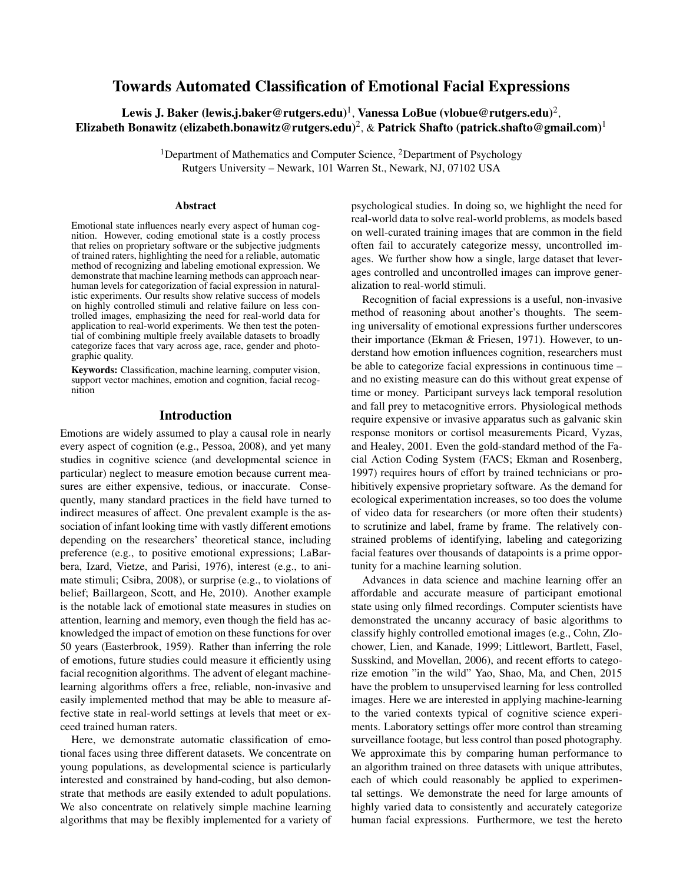# Towards Automated Classification of Emotional Facial Expressions

**Lewis J. Baker (lewis.j.baker@rutgers.edu)**[1], **Vanessa LoBue (vlobue@rutgers.edu)**[2], **Elizabeth Bonawitz (elizabeth.bonawitz@rutgers.edu)**[2], & **Patrick Shafto (patrick.shafto@gmail.com)**[1]

[1]Department of Mathematics and Computer Science, [2]Department of Psychology
Rutgers University – Newark, 101 Warren St., Newark, NJ, 07102 USA

## Abstract

Emotional state influences nearly every aspect of human cognition. However, coding emotional state is a costly process that relies on proprietary software or the subjective judgments of trained raters, highlighting the need for a reliable, automatic method of recognizing and labeling emotional expression. We demonstrate that machine learning methods can approach near-human levels for categorization of facial expression in naturalistic experiments. Our results show relative success of models on highly controlled stimuli and relative failure on less controlled images, emphasizing the need for real-world data for application to real-world experiments. We then test the potential of combining multiple freely available datasets to broadly categorize faces that vary across age, race, gender and photographic quality.

**Keywords:** Classification, machine learning, computer vision, support vector machines, emotion and cognition, facial recognition

## Introduction

Emotions are widely assumed to play a causal role in nearly every aspect of cognition (e.g., Pessoa, 2008), and yet many studies in cognitive science (and developmental science in particular) neglect to measure emotion because current measures are either expensive, tedious, or inaccurate. Consequently, many standard practices in the field have turned to indirect measures of affect. One prevalent example is the association of infant looking time with vastly different emotions depending on the researchers' theoretical stance, including preference (e.g., to positive emotional expressions; LaBarbera, Izard, Vietze, and Parisi, 1976), interest (e.g., to animate stimuli; Csibra, 2008), or surprise (e.g., to violations of belief; Baillargeon, Scott, and He, 2010). Another example is the notable lack of emotional state measures in studies on attention, learning and memory, even though the field has acknowledged the impact of emotion on these functions for over 50 years (Easterbrook, 1959). Rather than inferring the role of emotions, future studies could measure it efficiently using facial recognition algorithms. The advent of elegant machine-learning algorithms offers a free, reliable, non-invasive and easily implemented method that may be able to measure affective state in real-world settings at levels that meet or exceed trained human raters.

Here, we demonstrate automatic classification of emotional faces using three different datasets. We concentrate on young populations, as developmental science is particularly interested and constrained by hand-coding, but also demonstrate that methods are easily extended to adult populations. We also concentrate on relatively simple machine learning algorithms that may be flexibly implemented for a variety of psychological studies. In doing so, we highlight the need for real-world data to solve real-world problems, as models based on well-curated training images that are common in the field often fail to accurately categorize messy, uncontrolled images. We further show how a single, large dataset that leverages controlled and uncontrolled images can improve generalization to real-world stimuli.

Recognition of facial expressions is a useful, non-invasive method of reasoning about another's thoughts. The seeming universality of emotional expressions further underscores their importance (Ekman & Friesen, 1971). However, to understand how emotion influences cognition, researchers must be able to categorize facial expressions in continuous time – and no existing measure can do this without great expense of time or money. Participant surveys lack temporal resolution and fall prey to metacognitive errors. Physiological methods require expensive or invasive apparatus such as galvanic skin response monitors or cortisol measurements Picard, Vyzas, and Healey, 2001. Even the gold-standard method of the Facial Action Coding System (FACS; Ekman and Rosenberg, 1997) requires hours of effort by trained technicians or prohibitively expensive proprietary software. As the demand for ecological experimentation increases, so too does the volume of video data for researchers (or more often their students) to scrutinize and label, frame by frame. The relatively constrained problems of identifying, labeling and categorizing facial features over thousands of datapoints is a prime opportunity for a machine learning solution.

Advances in data science and machine learning offer an affordable and accurate measure of participant emotional state using only filmed recordings. Computer scientists have demonstrated the uncanny accuracy of basic algorithms to classify highly controlled emotional images (e.g., Cohn, Zlochower, Lien, and Kanade, 1999; Littlewort, Bartlett, Fasel, Susskind, and Movellan, 2006), and recent efforts to categorize emotion "in the wild" Yao, Shao, Ma, and Chen, 2015 have the problem to unsupervised learning for less controlled images. Here we are interested in applying machine-learning to the varied contexts typical of cognitive science experiments. Laboratory settings offer more control than streaming surveillance footage, but less control than posed photography. We approximate this by comparing human performance to an algorithm trained on three datasets with unique attributes, each of which could reasonably be applied to experimental settings. We demonstrate the need for large amounts of highly varied data to consistently and accurately categorize human facial expressions. Furthermore, we test the hereto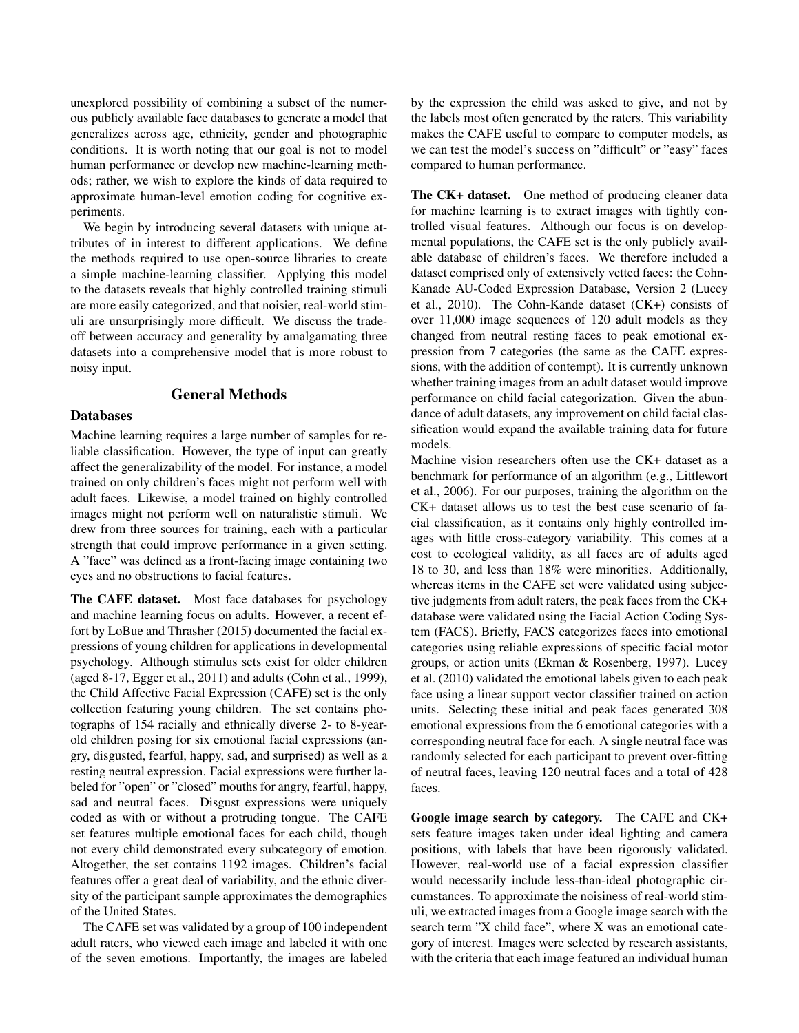unexplored possibility of combining a subset of the numerous publicly available face databases to generate a model that generalizes across age, ethnicity, gender and photographic conditions. It is worth noting that our goal is not to model human performance or develop new machine-learning methods; rather, we wish to explore the kinds of data required to approximate human-level emotion coding for cognitive experiments.

We begin by introducing several datasets with unique attributes of in interest to different applications. We define the methods required to use open-source libraries to create a simple machine-learning classifier. Applying this model to the datasets reveals that highly controlled training stimuli are more easily categorized, and that noisier, real-world stimuli are unsurprisingly more difficult. We discuss the tradeoff between accuracy and generality by amalgamating three datasets into a comprehensive model that is more robust to noisy input.

## General Methods

### Databases

Machine learning requires a large number of samples for reliable classification. However, the type of input can greatly affect the generalizability of the model. For instance, a model trained on only children's faces might not perform well with adult faces. Likewise, a model trained on highly controlled images might not perform well on naturalistic stimuli. We drew from three sources for training, each with a particular strength that could improve performance in a given setting. A "face" was defined as a front-facing image containing two eyes and no obstructions to facial features.

**The CAFE dataset.** Most face databases for psychology and machine learning focus on adults. However, a recent effort by LoBue and Thrasher (2015) documented the facial expressions of young children for applications in developmental psychology. Although stimulus sets exist for older children (aged 8-17, Egger et al., 2011) and adults (Cohn et al., 1999), the Child Affective Facial Expression (CAFE) set is the only collection featuring young children. The set contains photographs of 154 racially and ethnically diverse 2- to 8-year-old children posing for six emotional facial expressions (angry, disgusted, fearful, happy, sad, and surprised) as well as a resting neutral expression. Facial expressions were further labeled for "open" or "closed" mouths for angry, fearful, happy, sad and neutral faces. Disgust expressions were uniquely coded as with or without a protruding tongue. The CAFE set features multiple emotional faces for each child, though not every child demonstrated every subcategory of emotion. Altogether, the set contains 1192 images. Children's facial features offer a great deal of variability, and the ethnic diversity of the participant sample approximates the demographics of the United States.

The CAFE set was validated by a group of 100 independent adult raters, who viewed each image and labeled it with one of the seven emotions. Importantly, the images are labeled by the expression the child was asked to give, and not by the labels most often generated by the raters. This variability makes the CAFE useful to compare to computer models, as we can test the model's success on "difficult" or "easy" faces compared to human performance.

**The CK+ dataset.** One method of producing cleaner data for machine learning is to extract images with tightly controlled visual features. Although our focus is on developmental populations, the CAFE set is the only publicly available database of children's faces. We therefore included a dataset comprised only of extensively vetted faces: the Cohn-Kanade AU-Coded Expression Database, Version 2 (Lucey et al., 2010). The Cohn-Kande dataset (CK+) consists of over 11,000 image sequences of 120 adult models as they changed from neutral resting faces to peak emotional expression from 7 categories (the same as the CAFE expressions, with the addition of contempt). It is currently unknown whether training images from an adult dataset would improve performance on child facial categorization. Given the abundance of adult datasets, any improvement on child facial classification would expand the available training data for future models.

Machine vision researchers often use the CK+ dataset as a benchmark for performance of an algorithm (e.g., Littlewort et al., 2006). For our purposes, training the algorithm on the CK+ dataset allows us to test the best case scenario of facial classification, as it contains only highly controlled images with little cross-category variability. This comes at a cost to ecological validity, as all faces are of adults aged 18 to 30, and less than 18% were minorities. Additionally, whereas items in the CAFE set were validated using subjective judgments from adult raters, the peak faces from the CK+ database were validated using the Facial Action Coding System (FACS). Briefly, FACS categorizes faces into emotional categories using reliable expressions of specific facial motor groups, or action units (Ekman & Rosenberg, 1997). Lucey et al. (2010) validated the emotional labels given to each peak face using a linear support vector classifier trained on action units. Selecting these initial and peak faces generated 308 emotional expressions from the 6 emotional categories with a corresponding neutral face for each. A single neutral face was randomly selected for each participant to prevent over-fitting of neutral faces, leaving 120 neutral faces and a total of 428 faces.

**Google image search by category.** The CAFE and CK+ sets feature images taken under ideal lighting and camera positions, with labels that have been rigorously validated. However, real-world use of a facial expression classifier would necessarily include less-than-ideal photographic circumstances. To approximate the noisiness of real-world stimuli, we extracted images from a Google image search with the search term "X child face", where X was an emotional category of interest. Images were selected by research assistants, with the criteria that each image featured an individual human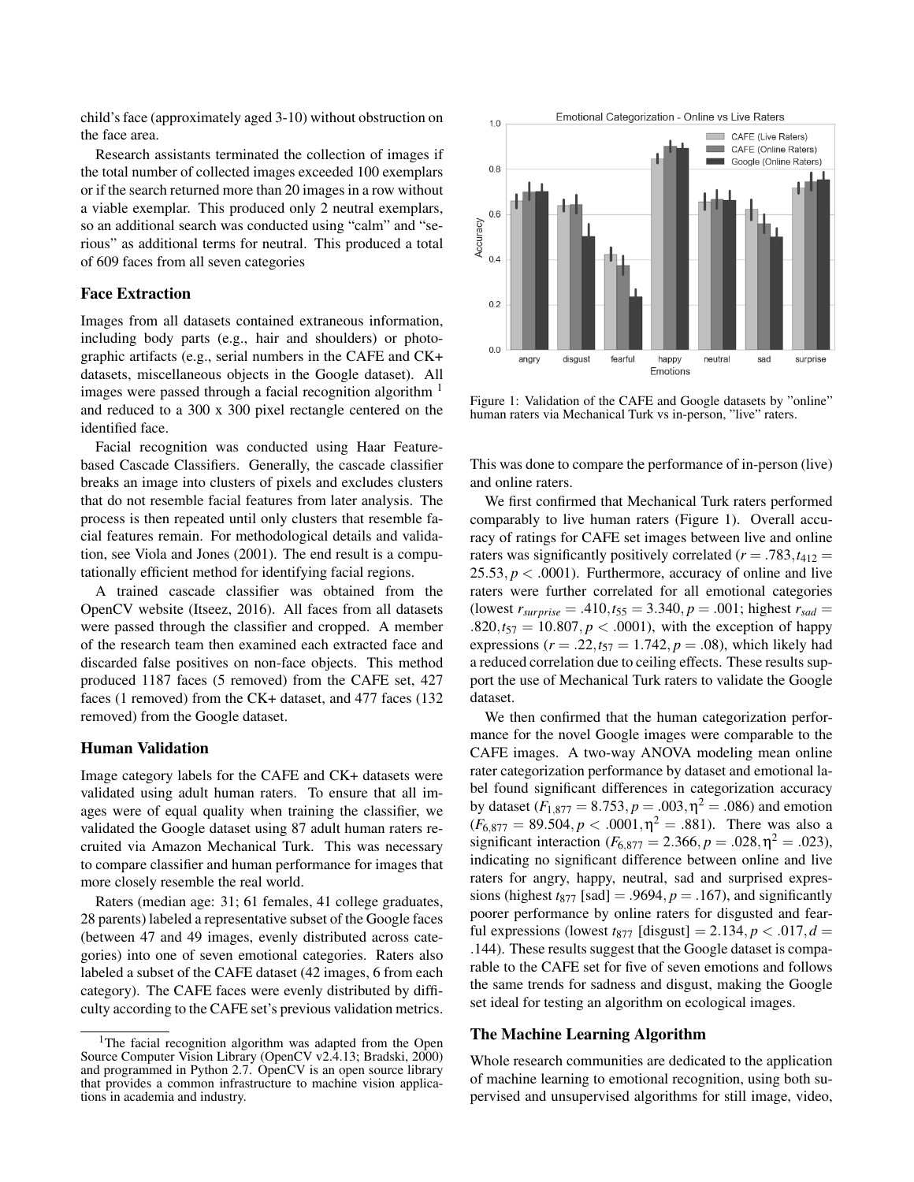child's face (approximately aged 3-10) without obstruction on the face area.

Research assistants terminated the collection of images if the total number of collected images exceeded 100 exemplars or if the search returned more than 20 images in a row without a viable exemplar. This produced only 2 neutral exemplars, so an additional search was conducted using "calm" and "serious" as additional terms for neutral. This produced a total of 609 faces from all seven categories

## Face Extraction

Images from all datasets contained extraneous information, including body parts (e.g., hair and shoulders) or photographic artifacts (e.g., serial numbers in the CAFE and CK+ datasets, miscellaneous objects in the Google dataset). All images were passed through a facial recognition algorithm [1] and reduced to a 300 x 300 pixel rectangle centered on the identified face.

Facial recognition was conducted using Haar Feature-based Cascade Classifiers. Generally, the cascade classifier breaks an image into clusters of pixels and excludes clusters that do not resemble facial features from later analysis. The process is then repeated until only clusters that resemble facial features remain. For methodological details and validation, see Viola and Jones (2001). The end result is a computationally efficient method for identifying facial regions.

A trained cascade classifier was obtained from the OpenCV website (Itseez, 2016). All faces from all datasets were passed through the classifier and cropped. A member of the research team then examined each extracted face and discarded false positives on non-face objects. This method produced 1187 faces (5 removed) from the CAFE set, 427 faces (1 removed) from the CK+ dataset, and 477 faces (132 removed) from the Google dataset.

## Human Validation

Image category labels for the CAFE and CK+ datasets were validated using adult human raters. To ensure that all images were of equal quality when training the classifier, we validated the Google dataset using 87 adult human raters recruited via Amazon Mechanical Turk. This was necessary to compare classifier and human performance for images that more closely resemble the real world.

Raters (median age: 31; 61 females, 41 college graduates, 28 parents) labeled a representative subset of the Google faces (between 47 and 49 images, evenly distributed across categories) into one of seven emotional categories. Raters also labeled a subset of the CAFE dataset (42 images, 6 from each category). The CAFE faces were evenly distributed by difficulty according to the CAFE set's previous validation metrics.

[1]The facial recognition algorithm was adapted from the Open Source Computer Vision Library (OpenCV v2.4.13; Bradski, 2000) and programmed in Python 2.7. OpenCV is an open source library that provides a common infrastructure to machine vision applications in academia and industry.

Figure 1: Validation of the CAFE and Google datasets by "online" human raters via Mechanical Turk vs in-person, "live" raters.

This was done to compare the performance of in-person (live) and online raters.

We first confirmed that Mechanical Turk raters performed comparably to live human raters (Figure 1). Overall accuracy of ratings for CAFE set images between live and online raters was significantly positively correlated ($r = .783, t_{412} = 25.53, p < .0001$). Furthermore, accuracy of online and live raters were further correlated for all emotional categories (lowest $r_{surprise} = .410, t_{55} = 3.340, p = .001$; highest $r_{sad} = .820, t_{57} = 10.807, p < .0001$), with the exception of happy expressions ($r = .22, t_{57} = 1.742, p = .08$), which likely had a reduced correlation due to ceiling effects. These results support the use of Mechanical Turk raters to validate the Google dataset.

We then confirmed that the human categorization performance for the novel Google images were comparable to the CAFE images. A two-way ANOVA modeling mean online rater categorization performance by dataset and emotional label found significant differences in categorization accuracy by dataset ($F_{1,877} = 8.753, p = .003, \eta^2 = .086$) and emotion ($F_{6,877} = 89.504, p < .0001, \eta^2 = .881$). There was also a significant interaction ($F_{6,877} = 2.366, p = .028, \eta^2 = .023$), indicating no significant difference between online and live raters for angry, happy, neutral, sad and surprised expressions (highest $t_{877}$ [sad] $= .9694, p = .167$), and significantly poorer performance by online raters for disgusted and fearful expressions (lowest $t_{877}$ [disgust] $= 2.134, p < .017, d = .144$). These results suggest that the Google dataset is comparable to the CAFE set for five of seven emotions and follows the same trends for sadness and disgust, making the Google set ideal for testing an algorithm on ecological images.

## The Machine Learning Algorithm

Whole research communities are dedicated to the application of machine learning to emotional recognition, using both supervised and unsupervised algorithms for still image, video,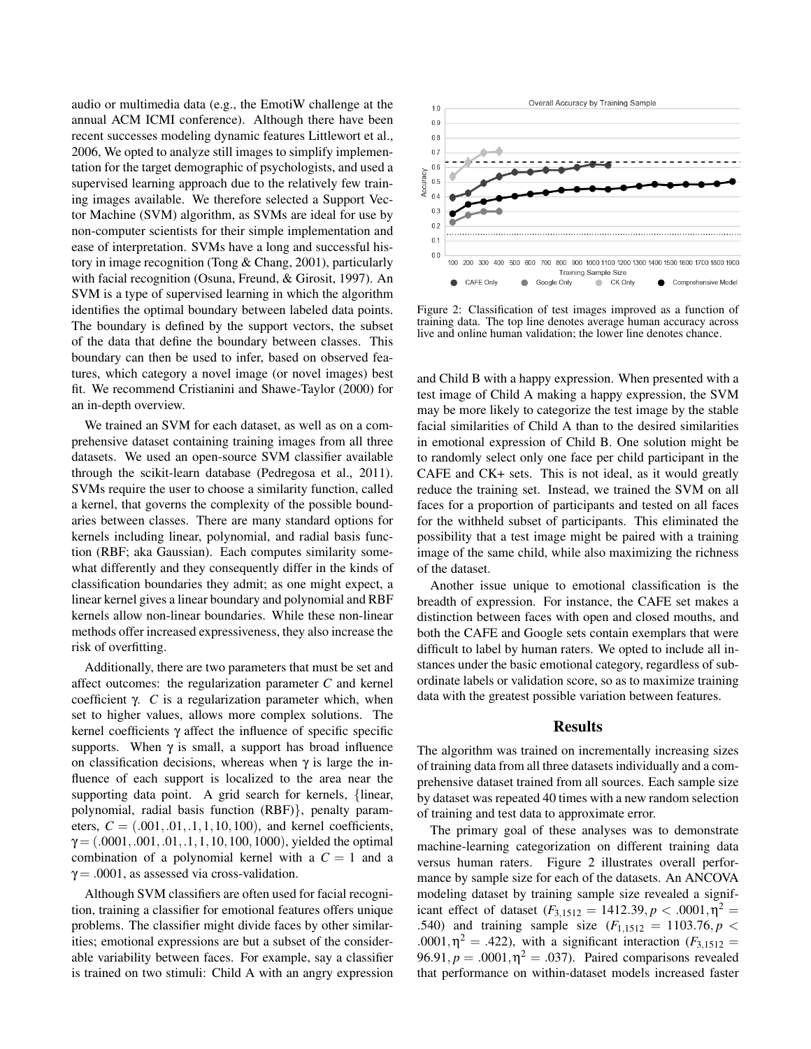audio or multimedia data (e.g., the EmotiW challenge at the annual ACM ICMI conference). Although there have been recent successes modeling dynamic features Littlewort et al., 2006, We opted to analyze still images to simplify implementation for the target demographic of psychologists, and used a supervised learning approach due to the relatively few training images available. We therefore selected a Support Vector Machine (SVM) algorithm, as SVMs are ideal for use by non-computer scientists for their simple implementation and ease of interpretation. SVMs have a long and successful history in image recognition (Tong & Chang, 2001), particularly with facial recognition (Osuna, Freund, & Girosit, 1997). An SVM is a type of supervised learning in which the algorithm identifies the optimal boundary between labeled data points. The boundary is defined by the support vectors, the subset of the data that define the boundary between classes. This boundary can then be used to infer, based on observed features, which category a novel image (or novel images) best fit. We recommend Cristianini and Shawe-Taylor (2000) for an in-depth overview.

We trained an SVM for each dataset, as well as on a comprehensive dataset containing training images from all three datasets. We used an open-source SVM classifier available through the scikit-learn database (Pedregosa et al., 2011). SVMs require the user to choose a similarity function, called a kernel, that governs the complexity of the possible boundaries between classes. There are many standard options for kernels including linear, polynomial, and radial basis function (RBF; aka Gaussian). Each computes similarity somewhat differently and they consequently differ in the kinds of classification boundaries they admit; as one might expect, a linear kernel gives a linear boundary and polynomial and RBF kernels allow non-linear boundaries. While these non-linear methods offer increased expressiveness, they also increase the risk of overfitting.

Additionally, there are two parameters that must be set and affect outcomes: the regularization parameter $C$ and kernel coefficient $\gamma$. $C$ is a regularization parameter which, when set to higher values, allows more complex solutions. The kernel coefficients $\gamma$ affect the influence of specific specific supports. When $\gamma$ is small, a support has broad influence on classification decisions, whereas when $\gamma$ is large the influence of each support is localized to the area near the supporting data point. A grid search for kernels, {linear, polynomial, radial basis function (RBF)}, penalty parameters, $C = (.001, .01, .1, 1, 10, 100)$, and kernel coefficients, $\gamma = (.0001, .001, .01, .1, 1, 10, 100, 1000)$, yielded the optimal combination of a polynomial kernel with a $C = 1$ and a $\gamma = .0001$, as assessed via cross-validation.

Although SVM classifiers are often used for facial recognition, training a classifier for emotional features offers unique problems. The classifier might divide faces by other similarities; emotional expressions are but a subset of the considerable variability between faces. For example, say a classifier is trained on two stimuli: Child A with an angry expression and Child B with a happy expression. When presented with a test image of Child A making a happy expression, the SVM may be more likely to categorize the test image by the stable facial similarities of Child A than to the desired similarities in emotional expression of Child B. One solution might be to randomly select only one face per child participant in the CAFE and CK+ sets. This is not ideal, as it would greatly reduce the training set. Instead, we trained the SVM on all faces for a proportion of participants and tested on all faces for the withheld subset of participants. This eliminated the possibility that a test image might be paired with a training image of the same child, while also maximizing the richness of the dataset.

Another issue unique to emotional classification is the breadth of expression. For instance, the CAFE set makes a distinction between faces with open and closed mouths, and both the CAFE and Google sets contain exemplars that were difficult to label by human raters. We opted to include all instances under the basic emotional category, regardless of subordinate labels or validation score, so as to maximize training data with the greatest possible variation between features.

Figure 2: Classification of test images improved as a function of training data. The top line denotes average human accuracy across live and online human validation; the lower line denotes chance.

## Results

The algorithm was trained on incrementally increasing sizes of training data from all three datasets individually and a comprehensive dataset trained from all sources. Each sample size by dataset was repeated 40 times with a new random selection of training and test data to approximate error.

The primary goal of these analyses was to demonstrate machine-learning categorization on different training data versus human raters. Figure 2 illustrates overall performance by sample size for each of the datasets. An ANCOVA modeling dataset by training sample size revealed a significant effect of dataset ($F_{3,1512} = 1412.39, p < .0001, \eta^2 = .540$) and training sample size ($F_{1,1512} = 1103.76, p < .0001, \eta^2 = .422$), with a significant interaction ($F_{3,1512} = 96.91, p = .0001, \eta^2 = .037$). Paired comparisons revealed that performance on within-dataset models increased faster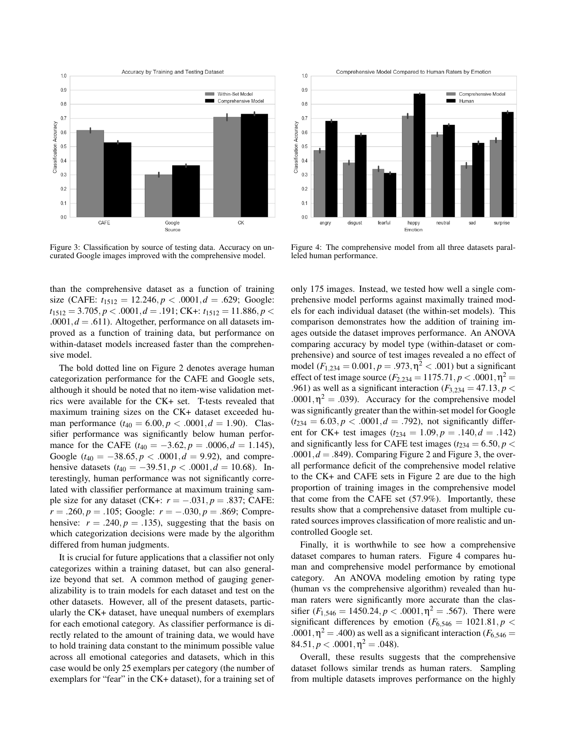Figure 3: Classification by source of testing data. Accuracy on uncurated Google images improved with the comprehensive model.

Figure 4: The comprehensive model from all three datasets paralleled human performance.

than the comprehensive dataset as a function of training size (CAFE: $t_{1512} = 12.246, p < .0001, d = .629$; Google: $t_{1512} = 3.705, p < .0001, d = .191$; CK+: $t_{1512} = 11.886, p < .0001, d = .611$). Altogether, performance on all datasets improved as a function of training data, but performance on within-dataset models increased faster than the comprehensive model.

The bold dotted line on Figure 2 denotes average human categorization performance for the CAFE and Google sets, although it should be noted that no item-wise validation metrics were available for the CK+ set. T-tests revealed that maximum training sizes on the CK+ dataset exceeded human performance ($t_{40} = 6.00, p < .0001, d = 1.90$). Classifier performance was significantly below human performance for the CAFE ($t_{40} = -3.62, p = .0006, d = 1.145$), Google ($t_{40} = -38.65, p < .0001, d = 9.92$), and comprehensive datasets ($t_{40} = -39.51, p < .0001, d = 10.68$). Interestingly, human performance was not significantly correlated with classifier performance at maximum training sample size for any dataset (CK+: $r = -.031, p = .837$; CAFE: $r = .260, p = .105$; Google: $r = -.030, p = .869$; Comprehensive: $r = .240, p = .135$), suggesting that the basis on which categorization decisions were made by the algorithm differed from human judgments.

It is crucial for future applications that a classifier not only categorizes within a training dataset, but can also generalize beyond that set. A common method of gauging generalizability is to train models for each dataset and test on the other datasets. However, all of the present datasets, particularly the CK+ dataset, have unequal numbers of exemplars for each emotional category. As classifier performance is directly related to the amount of training data, we would have to hold training data constant to the minimum possible value across all emotional categories and datasets, which in this case would be only 25 exemplars per category (the number of exemplars for "fear" in the CK+ dataset), for a training set of only 175 images. Instead, we tested how well a single comprehensive model performs against maximally trained models for each individual dataset (the within-set models). This comparison demonstrates how the addition of training images outside the dataset improves performance. An ANOVA comparing accuracy by model type (within-dataset or comprehensive) and source of test images revealed a no effect of model ($F_{1,234} = 0.001, p = .973, \eta^2 < .001$) but a significant effect of test image source ($F_{2,234} = 1175.71, p < .0001, \eta^2 = .961$) as well as a significant interaction ($F_{3,234} = 47.13, p < .0001, \eta^2 = .039$). Accuracy for the comprehensive model was significantly greater than the within-set model for Google ($t_{234} = 6.03, p < .0001, d = .792$), not significantly different for CK+ test images ($t_{234} = 1.09, p = .140, d = .142$) and significantly less for CAFE test images ($t_{234} = 6.50, p < .0001, d = .849$). Comparing Figure 2 and Figure 3, the overall performance deficit of the comprehensive model relative to the CK+ and CAFE sets in Figure 2 are due to the high proportion of training images in the comprehensive model that come from the CAFE set (57.9%). Importantly, these results show that a comprehensive dataset from multiple curated sources improves classification of more realistic and uncontrolled Google set.

Finally, it is worthwhile to see how a comprehensive dataset compares to human raters. Figure 4 compares human and comprehensive model performance by emotional category. An ANOVA modeling emotion by rating type (human vs the comprehensive algorithm) revealed than human raters were significantly more accurate than the classifier ($F_{1,546} = 1450.24, p < .0001, \eta^2 = .567$). There were significant differences by emotion ($F_{6,546} = 1021.81, p < .0001, \eta^2 = .400$) as well as a significant interaction ($F_{6,546} = 84.51, p < .0001, \eta^2 = .048$).

Overall, these results suggests that the comprehensive dataset follows similar trends as human raters. Sampling from multiple datasets improves performance on the highly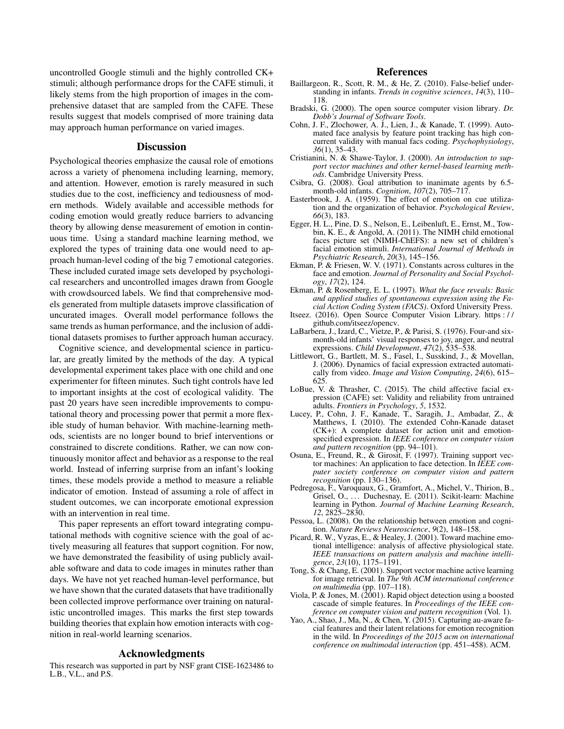uncontrolled Google stimuli and the highly controlled CK+ stimuli; although performance drops for the CAFE stimuli, it likely stems from the high proportion of images in the comprehensive dataset that are sampled from the CAFE. These results suggest that models comprised of more training data may approach human performance on varied images.

## Discussion

Psychological theories emphasize the causal role of emotions across a variety of phenomena including learning, memory, and attention. However, emotion is rarely measured in such studies due to the cost, inefficiency and tediousness of modern methods. Widely available and accessible methods for coding emotion would greatly reduce barriers to advancing theory by allowing dense measurement of emotion in continuous time. Using a standard machine learning method, we explored the types of training data one would need to approach human-level coding of the big 7 emotional categories. These included curated image sets developed by psychological researchers and uncontrolled images drawn from Google with crowdsourced labels. We find that comprehensive models generated from multiple datasets improve classification of uncurated images. Overall model performance follows the same trends as human performance, and the inclusion of additional datasets promises to further approach human accuracy.

Cognitive science, and developmental science in particular, are greatly limited by the methods of the day. A typical developmental experiment takes place with one child and one experimenter for fifteen minutes. Such tight controls have led to important insights at the cost of ecological validity. The past 20 years have seen incredible improvements to computational theory and processing power that permit a more flexible study of human behavior. With machine-learning methods, scientists are no longer bound to brief interventions or constrained to discrete conditions. Rather, we can now continuously monitor affect and behavior as a response to the real world. Instead of inferring surprise from an infant's looking times, these models provide a method to measure a reliable indicator of emotion. Instead of assuming a role of affect in student outcomes, we can incorporate emotional expression with an intervention in real time.

This paper represents an effort toward integrating computational methods with cognitive science with the goal of actively measuring all features that support cognition. For now, we have demonstrated the feasibility of using publicly available software and data to code images in minutes rather than days. We have not yet reached human-level performance, but we have shown that the curated datasets that have traditionally been collected improve performance over training on naturalistic uncontrolled images. This marks the first step towards building theories that explain how emotion interacts with cognition in real-world learning scenarios.

## Acknowledgments

This research was supported in part by NSF grant CISE-1623486 to L.B., V.L., and P.S.

## References

Baillargeon, R., Scott, R. M., & He, Z. (2010). False-belief understanding in infants. *Trends in cognitive sciences*, *14*(3), 110–118.

Bradski, G. (2000). The open source computer vision library. *Dr. Dobb's Journal of Software Tools*.

Cohn, J. F., Zlochower, A. J., Lien, J., & Kanade, T. (1999). Automated face analysis by feature point tracking has high concurrent validity with manual facs coding. *Psychophysiology*, *36*(1), 35–43.

Cristianini, N. & Shawe-Taylor, J. (2000). *An introduction to support vector machines and other kernel-based learning methods*. Cambridge University Press.

Csibra, G. (2008). Goal attribution to inanimate agents by 6.5-month-old infants. *Cognition*, *107*(2), 705–717.

Easterbrook, J. A. (1959). The effect of emotion on cue utilization and the organization of behavior. *Psychological Review*, *66*(3), 183.

Egger, H. L., Pine, D. S., Nelson, E., Leibenluft, E., Ernst, M., Towbin, K. E., & Angold, A. (2011). The NIMH child emotional faces picture set (NIMH-ChEFS): a new set of children's facial emotion stimuli. *International Journal of Methods in Psychiatric Research*, *20*(3), 145–156.

Ekman, P. & Friesen, W. V. (1971). Constants across cultures in the face and emotion. *Journal of Personality and Social Psychology*, *17*(2), 124.

Ekman, P. & Rosenberg, E. L. (1997). *What the face reveals: Basic and applied studies of spontaneous expression using the Facial Action Coding System (FACS)*. Oxford University Press.

Itseez. (2016). Open Source Computer Vision Library. https://github.com/itseez/opencv.

LaBarbera, J., Izard, C., Vietze, P., & Parisi, S. (1976). Four-and six-month-old infants' visual responses to joy, anger, and neutral expressions. *Child Development*, *47*(2), 535–538.

Littlewort, G., Bartlett, M. S., Fasel, I., Susskind, J., & Movellan, J. (2006). Dynamics of facial expression extracted automatically from video. *Image and Vision Computing*, *24*(6), 615–625.

LoBue, V. & Thrasher, C. (2015). The child affective facial expression (CAFE) set: Validity and reliability from untrained adults. *Frontiers in Psychology*, *5*, 1532.

Lucey, P., Cohn, J. F., Kanade, T., Saragih, J., Ambadar, Z., & Matthews, I. (2010). The extended Cohn-Kanade dataset (CK+): A complete dataset for action unit and emotion-specified expression. In *IEEE conference on computer vision and pattern recognition* (pp. 94–101).

Osuna, E., Freund, R., & Girosit, F. (1997). Training support vector machines: An application to face detection. In *IEEE computer society conference on computer vision and pattern recognition* (pp. 130–136).

Pedregosa, F., Varoquaux, G., Gramfort, A., Michel, V., Thirion, B., Grisel, O., ... Duchesnay, E. (2011). Scikit-learn: Machine learning in Python. *Journal of Machine Learning Research*, *12*, 2825–2830.

Pessoa, L. (2008). On the relationship between emotion and cognition. *Nature Reviews Neuroscience*, *9*(2), 148–158.

Picard, R. W., Vyzas, E., & Healey, J. (2001). Toward machine emotional intelligence: analysis of affective physiological state. *IEEE transactions on pattern analysis and machine intelligence*, *23*(10), 1175–1191.

Tong, S. & Chang, E. (2001). Support vector machine active learning for image retrieval. In *The 9th ACM international conference on multimedia* (pp. 107–118).

Viola, P. & Jones, M. (2001). Rapid object detection using a boosted cascade of simple features. In *Proceedings of the IEEE conference on computer vision and pattern recognition* (Vol. 1).

Yao, A., Shao, J., Ma, N., & Chen, Y. (2015). Capturing au-aware facial features and their latent relations for emotion recognition in the wild. In *Proceedings of the 2015 acm on international conference on multimodal interaction* (pp. 451–458). ACM.